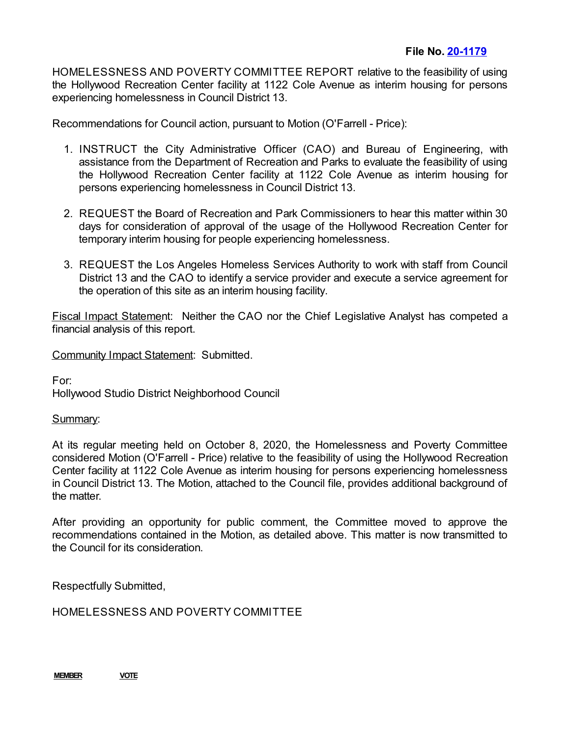**File No. [20-1179]**

HOMELESSNESS AND POVERTY COMMITTEE REPORT relative to the feasibility of using the Hollywood Recreation Center facility at 1122 Cole Avenue as interim housing for persons experiencing homelessness in Council District 13.

Recommendations for Council action, pursuant to Motion (O'Farrell - Price):

1. INSTRUCT the City Administrative Officer (CAO) and Bureau of Engineering, with assistance from the Department of Recreation and Parks to evaluate the feasibility of using the Hollywood Recreation Center facility at 1122 Cole Avenue as interim housing for persons experiencing homelessness in Council District 13.

2. REQUEST the Board of Recreation and Park Commissioners to hear this matter within 30 days for consideration of approval of the usage of the Hollywood Recreation Center for temporary interim housing for people experiencing homelessness.

3. REQUEST the Los Angeles Homeless Services Authority to work with staff from Council District 13 and the CAO to identify a service provider and execute a service agreement for the operation of this site as an interim housing facility.

Fiscal Impact Statement: Neither the CAO nor the Chief Legislative Analyst has competed a financial analysis of this report.

Community Impact Statement: Submitted.

For:
Hollywood Studio District Neighborhood Council

Summary:

At its regular meeting held on October 8, 2020, the Homelessness and Poverty Committee considered Motion (O'Farrell - Price) relative to the feasibility of using the Hollywood Recreation Center facility at 1122 Cole Avenue as interim housing for persons experiencing homelessness in Council District 13. The Motion, attached to the Council file, provides additional background of the matter.

After providing an opportunity for public comment, the Committee moved to approve the recommendations contained in the Motion, as detailed above. This matter is now transmitted to the Council for its consideration.

Respectfully Submitted,

HOMELESSNESS AND POVERTY COMMITTEE

| MEMBER | VOTE |
| --- | --- |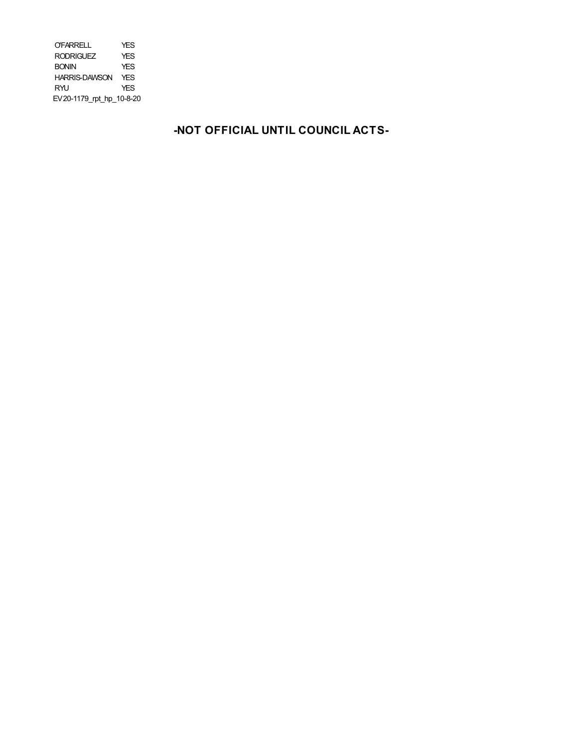| | |
|---|---|
| O'FARRELL | YES |
| RODRIGUEZ | YES |
| BONIN | YES |
| HARRIS-DAWSON | YES |
| RYU | YES |

EV20-1179_rpt_hp_10-8-20

**-NOT OFFICIAL UNTIL COUNCIL ACTS-**